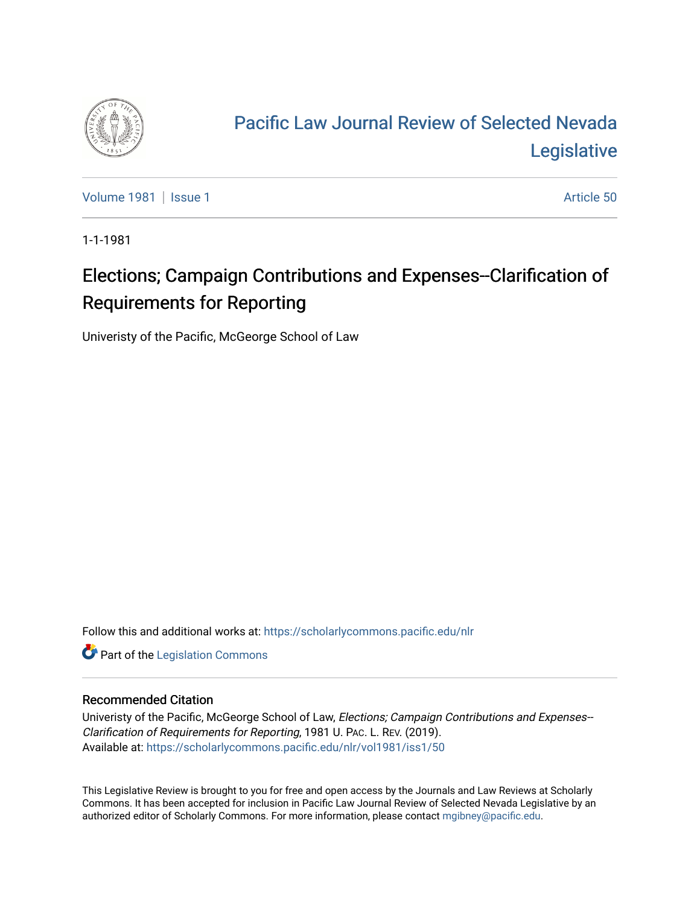# Pacific Law Journal Review of Selected Nevada Legislative

Volume 1981 | Issue 1 | Article 50

1-1-1981

## Elections; Campaign Contributions and Expenses--Clarification of Requirements for Reporting

Univeristy of the Pacific, McGeorge School of Law

Follow this and additional works at: https://scholarlycommons.pacific.edu/nlr

Part of the Legislation Commons

### Recommended Citation

Univeristy of the Pacific, McGeorge School of Law, *Elections; Campaign Contributions and Expenses--Clarification of Requirements for Reporting*, 1981 U. Pac. L. Rev. (2019).
Available at: https://scholarlycommons.pacific.edu/nlr/vol1981/iss1/50

This Legislative Review is brought to you for free and open access by the Journals and Law Reviews at Scholarly Commons. It has been accepted for inclusion in Pacific Law Journal Review of Selected Nevada Legislative by an authorized editor of Scholarly Commons. For more information, please contact mgibney@pacific.edu.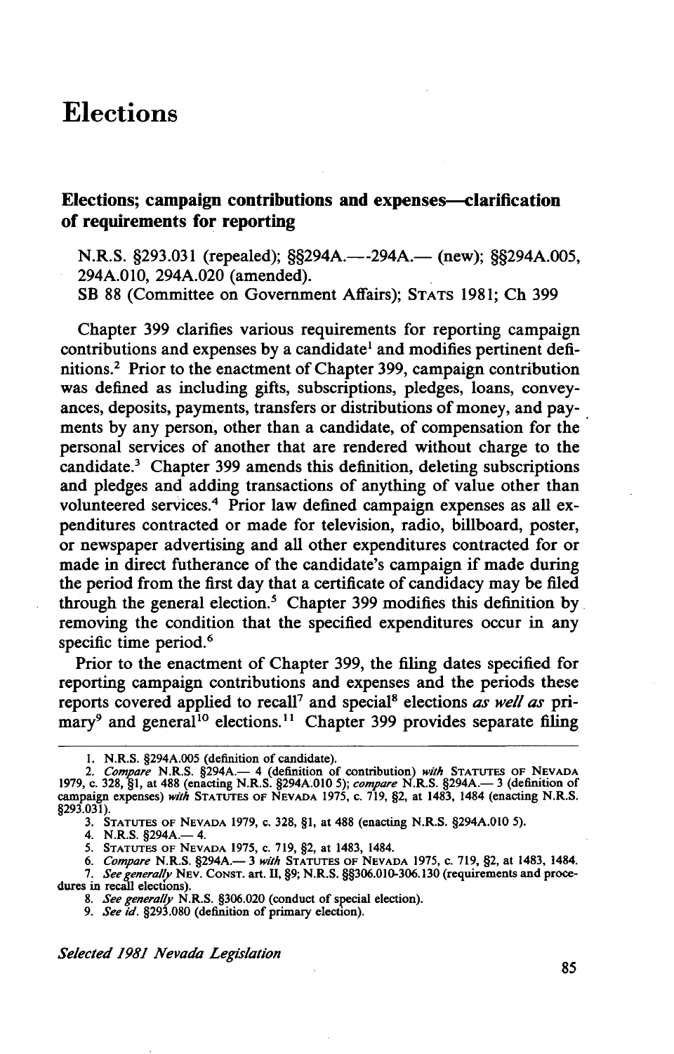# Elections

## Elections; campaign contributions and expenses—clarification of requirements for reporting

N.R.S. §293.031 (repealed); §§294A.—-294A.— (new); §§294A.005, 294A.010, 294A.020 (amended).
SB 88 (Committee on Government Affairs); STATS 1981; Ch 399

Chapter 399 clarifies various requirements for reporting campaign contributions and expenses by a candidate[1] and modifies pertinent definitions.[2] Prior to the enactment of Chapter 399, campaign contribution was defined as including gifts, subscriptions, pledges, loans, conveyances, deposits, payments, transfers or distributions of money, and payments by any person, other than a candidate, of compensation for the personal services of another that are rendered without charge to the candidate.[3] Chapter 399 amends this definition, deleting subscriptions and pledges and adding transactions of anything of value other than volunteered services.[4] Prior law defined campaign expenses as all expenditures contracted or made for television, radio, billboard, poster, or newspaper advertising and all other expenditures contracted for or made in direct futherance of the candidate's campaign if made during the period from the first day that a certificate of candidacy may be filed through the general election.[5] Chapter 399 modifies this definition by removing the condition that the specified expenditures occur in any specific time period.[6]

Prior to the enactment of Chapter 399, the filing dates specified for reporting campaign contributions and expenses and the periods these reports covered applied to recall[7] and special[8] elections *as well as* primary[9] and general[10] elections.[11] Chapter 399 provides separate filing

---

1. N.R.S. §294A.005 (definition of candidate).
2. *Compare* N.R.S. §294A.— 4 (definition of contribution) *with* STATUTES OF NEVADA 1979, c. 328, §1, at 488 (enacting N.R.S. §294A.010 5); *compare* N.R.S. §294A.— 3 (definition of campaign expenses) *with* STATUTES OF NEVADA 1975, c. 719, §2, at 1483, 1484 (enacting N.R.S. §293.031).
3. STATUTES OF NEVADA 1979, c. 328, §1, at 488 (enacting N.R.S. §294A.010 5).
4. N.R.S. §294A.— 4.
5. STATUTES OF NEVADA 1975, c. 719, §2, at 1483, 1484.
6. *Compare* N.R.S. §294A.— 3 *with* STATUTES OF NEVADA 1975, c. 719, §2, at 1483, 1484.
7. *See generally* NEV. CONST. art. II, §9; N.R.S. §§306.010-306.130 (requirements and procedures in recall elections).
8. *See generally* N.R.S. §306.020 (conduct of special election).
9. *See id.* §293.080 (definition of primary election).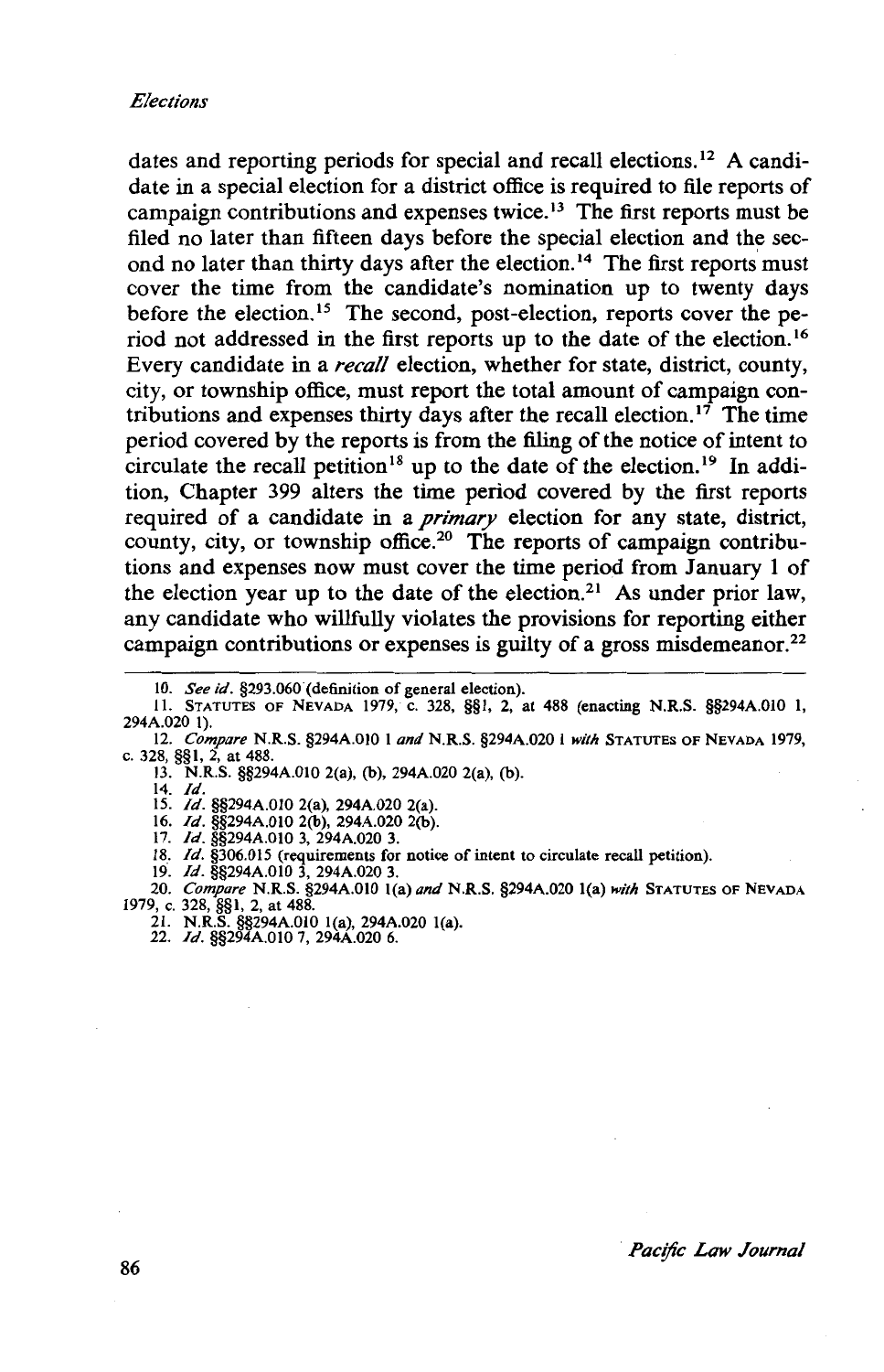dates and reporting periods for special and recall elections.[12] A candidate in a special election for a district office is required to file reports of campaign contributions and expenses twice.[13] The first reports must be filed no later than fifteen days before the special election and the second no later than thirty days after the election.[14] The first reports must cover the time from the candidate's nomination up to twenty days before the election.[15] The second, post-election, reports cover the period not addressed in the first reports up to the date of the election.[16] Every candidate in a *recall* election, whether for state, district, county, city, or township office, must report the total amount of campaign contributions and expenses thirty days after the recall election.[17] The time period covered by the reports is from the filing of the notice of intent to circulate the recall petition[18] up to the date of the election.[19] In addition, Chapter 399 alters the time period covered by the first reports required of a candidate in a *primary* election for any state, district, county, city, or township office.[20] The reports of campaign contributions and expenses now must cover the time period from January 1 of the election year up to the date of the election.[21] As under prior law, any candidate who willfully violates the provisions for reporting either campaign contributions or expenses is guilty of a gross misdemeanor.[22]

---

10. *See id.* §293.060 (definition of general election).
11. STATUTES OF NEVADA 1979, c. 328, §§1, 2, at 488 (enacting N.R.S. §§294A.010 1, 294A.020 1).
12. *Compare* N.R.S. §294A.010 1 *and* N.R.S. §294A.020 1 *with* STATUTES OF NEVADA 1979, c. 328, §§1, 2, at 488.
13. N.R.S. §§294A.010 2(a), (b), 294A.020 2(a), (b).
14. *Id.*
15. *Id.* §§294A.010 2(a), 294A.020 2(a).
16. *Id.* §§294A.010 2(b), 294A.020 2(b).
17. *Id.* §§294A.010 3, 294A.020 3.
18. *Id.* §306.015 (requirements for notice of intent to circulate recall petition).
19. *Id.* §§294A.010 3, 294A.020 3.
20. *Compare* N.R.S. §294A.010 1(a) *and* N.R.S. §294A.020 1(a) *with* STATUTES OF NEVADA 1979, c. 328, §§1, 2, at 488.
21. N.R.S. §§294A.010 1(a), 294A.020 1(a).
22. *Id.* §§294A.010 7, 294A.020 6.